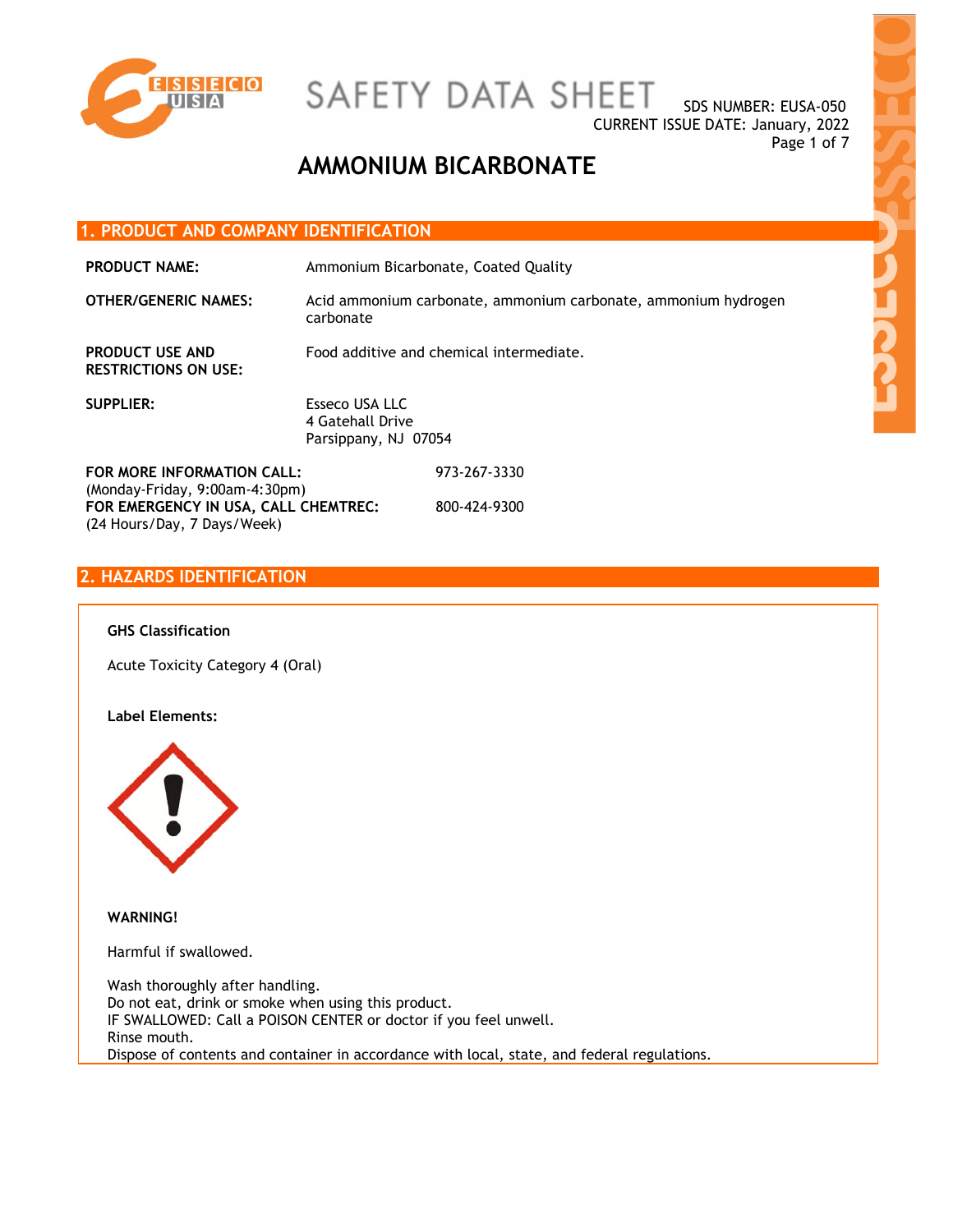# SAFETY DATA SHEET

SDS NUMBER: EUSA-050
CURRENT ISSUE DATE: January, 2022

# AMMONIUM BICARBONATE

## 1. PRODUCT AND COMPANY IDENTIFICATION

**PRODUCT NAME:** Ammonium Bicarbonate, Coated Quality

**OTHER/GENERIC NAMES:** Acid ammonium carbonate, ammonium carbonate, ammonium hydrogen carbonate

**PRODUCT USE AND RESTRICTIONS ON USE:** Food additive and chemical intermediate.

**SUPPLIER:** Esseco USA LLC
4 Gatehall Drive
Parsippany, NJ 07054

**FOR MORE INFORMATION CALL:** 973-267-3330
(Monday-Friday, 9:00am-4:30pm)

**FOR EMERGENCY IN USA, CALL CHEMTREC:** 800-424-9300
(24 Hours/Day, 7 Days/Week)

## 2. HAZARDS IDENTIFICATION

**GHS Classification**

Acute Toxicity Category 4 (Oral)

**Label Elements:**

**WARNING!**

Harmful if swallowed.

Wash thoroughly after handling.
Do not eat, drink or smoke when using this product.
IF SWALLOWED: Call a POISON CENTER or doctor if you feel unwell.
Rinse mouth.
Dispose of contents and container in accordance with local, state, and federal regulations.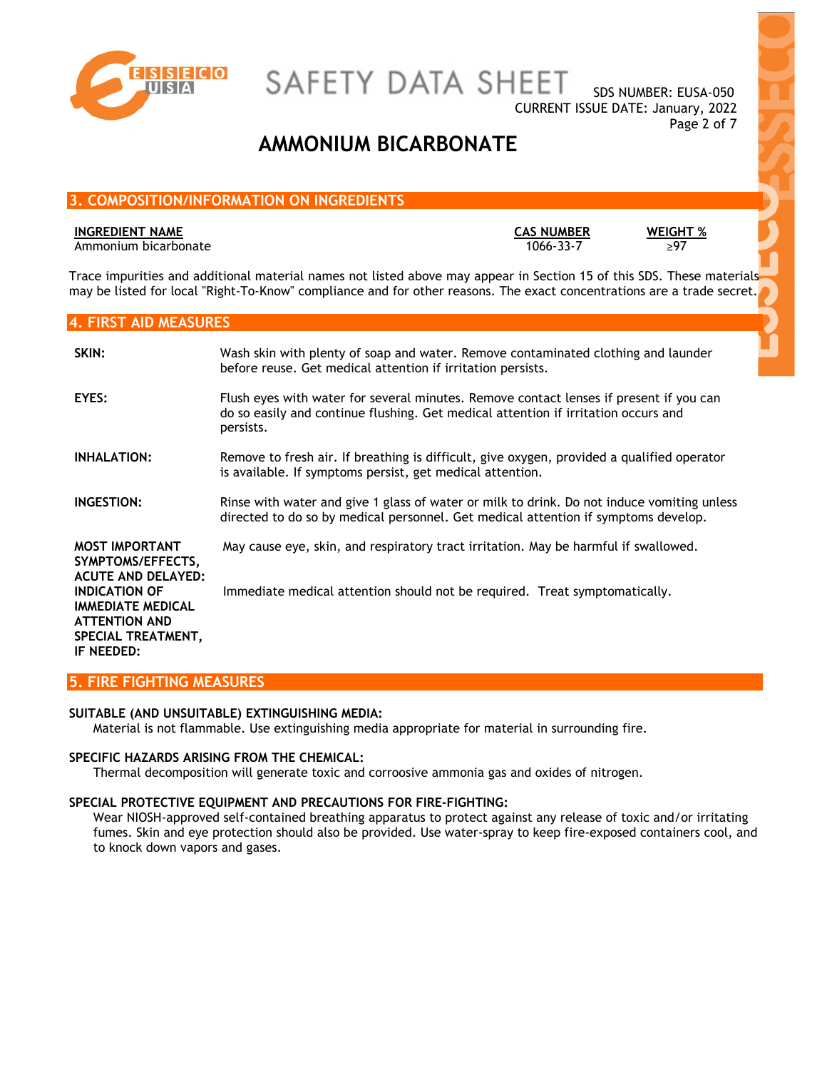# AMMONIUM BICARBONATE

## 3. COMPOSITION/INFORMATION ON INGREDIENTS

| INGREDIENT NAME | CAS NUMBER | WEIGHT % |
|---|---|---|
| Ammonium bicarbonate | 1066-33-7 | ≥97 |

Trace impurities and additional material names not listed above may appear in Section 15 of this SDS. These materials may be listed for local "Right-To-Know" compliance and for other reasons. The exact concentrations are a trade secret.

## 4. FIRST AID MEASURES

**SKIN:** Wash skin with plenty of soap and water. Remove contaminated clothing and launder before reuse. Get medical attention if irritation persists.

**EYES:** Flush eyes with water for several minutes. Remove contact lenses if present if you can do so easily and continue flushing. Get medical attention if irritation occurs and persists.

**INHALATION:** Remove to fresh air. If breathing is difficult, give oxygen, provided a qualified operator is available. If symptoms persist, get medical attention.

**INGESTION:** Rinse with water and give 1 glass of water or milk to drink. Do not induce vomiting unless directed to do so by medical personnel. Get medical attention if symptoms develop.

**MOST IMPORTANT SYMPTOMS/EFFECTS, ACUTE AND DELAYED:** May cause eye, skin, and respiratory tract irritation. May be harmful if swallowed.

**INDICATION OF IMMEDIATE MEDICAL ATTENTION AND SPECIAL TREATMENT, IF NEEDED:** Immediate medical attention should not be required. Treat symptomatically.

## 5. FIRE FIGHTING MEASURES

**SUITABLE (AND UNSUITABLE) EXTINGUISHING MEDIA:**
Material is not flammable. Use extinguishing media appropriate for material in surrounding fire.

**SPECIFIC HAZARDS ARISING FROM THE CHEMICAL:**
Thermal decomposition will generate toxic and corroosive ammonia gas and oxides of nitrogen.

**SPECIAL PROTECTIVE EQUIPMENT AND PRECAUTIONS FOR FIRE-FIGHTING:**
Wear NIOSH-approved self-contained breathing apparatus to protect against any release of toxic and/or irritating fumes. Skin and eye protection should also be provided. Use water-spray to keep fire-exposed containers cool, and to knock down vapors and gases.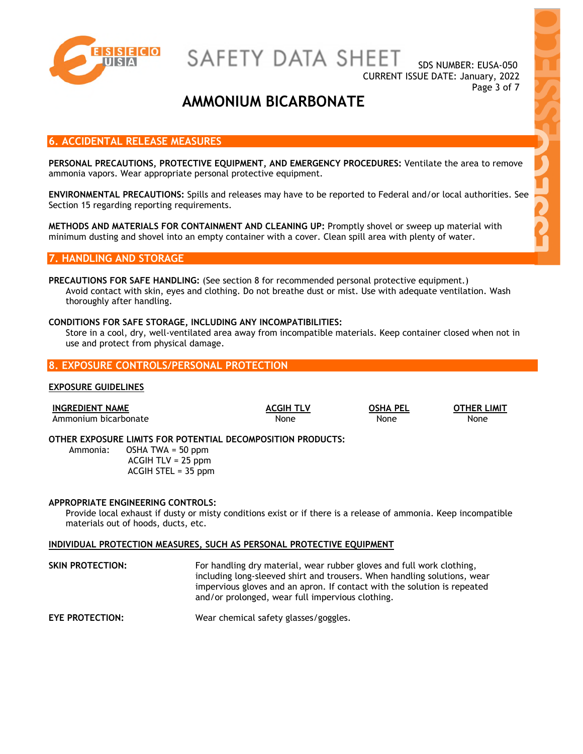## 6. ACCIDENTAL RELEASE MEASURES

**PERSONAL PRECAUTIONS, PROTECTIVE EQUIPMENT, AND EMERGENCY PROCEDURES:** Ventilate the area to remove ammonia vapors. Wear appropriate personal protective equipment.

**ENVIRONMENTAL PRECAUTIONS:** Spills and releases may have to be reported to Federal and/or local authorities. See Section 15 regarding reporting requirements.

**METHODS AND MATERIALS FOR CONTAINMENT AND CLEANING UP:** Promptly shovel or sweep up material with minimum dusting and shovel into an empty container with a cover. Clean spill area with plenty of water.

## 7. HANDLING AND STORAGE

**PRECAUTIONS FOR SAFE HANDLING:** (See section 8 for recommended personal protective equipment.)
Avoid contact with skin, eyes and clothing. Do not breathe dust or mist. Use with adequate ventilation. Wash thoroughly after handling.

**CONDITIONS FOR SAFE STORAGE, INCLUDING ANY INCOMPATIBILITIES:**
Store in a cool, dry, well-ventilated area away from incompatible materials. Keep container closed when not in use and protect from physical damage.

## 8. EXPOSURE CONTROLS/PERSONAL PROTECTION

**EXPOSURE GUIDELINES**

| INGREDIENT NAME | ACGIH TLV | OSHA PEL | OTHER LIMIT |
|---|---|---|---|
| Ammonium bicarbonate | None | None | None |

**OTHER EXPOSURE LIMITS FOR POTENTIAL DECOMPOSITION PRODUCTS:**

Ammonia: OSHA TWA = 50 ppm
ACGIH TLV = 25 ppm
ACGIH STEL = 35 ppm

**APPROPRIATE ENGINEERING CONTROLS:**
Provide local exhaust if dusty or misty conditions exist or if there is a release of ammonia. Keep incompatible materials out of hoods, ducts, etc.

**INDIVIDUAL PROTECTION MEASURES, SUCH AS PERSONAL PROTECTIVE EQUIPMENT**

**SKIN PROTECTION:** For handling dry material, wear rubber gloves and full work clothing, including long-sleeved shirt and trousers. When handling solutions, wear impervious gloves and an apron. If contact with the solution is repeated and/or prolonged, wear full impervious clothing.

**EYE PROTECTION:** Wear chemical safety glasses/goggles.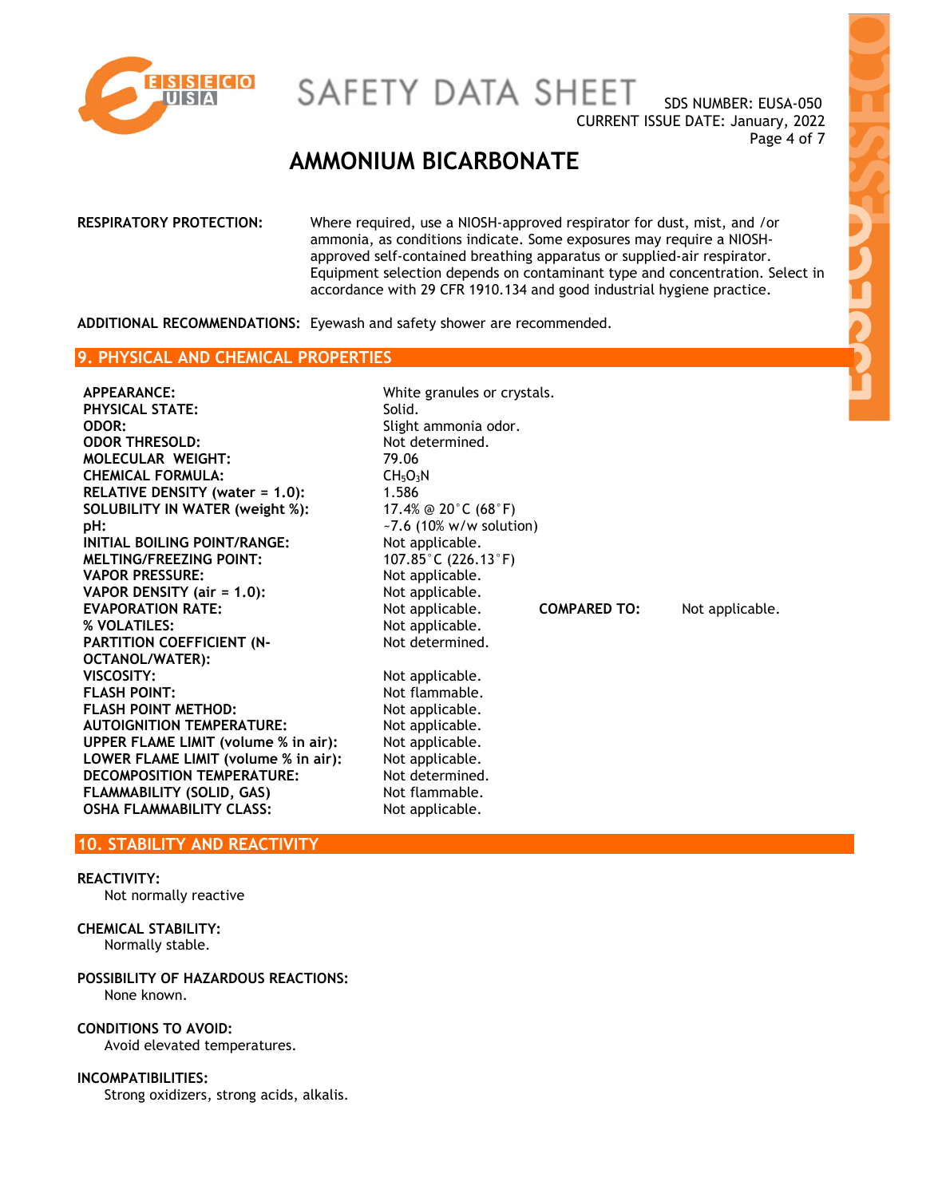**RESPIRATORY PROTECTION:** Where required, use a NIOSH-approved respirator for dust, mist, and /or ammonia, as conditions indicate. Some exposures may require a NIOSH-approved self-contained breathing apparatus or supplied-air respirator. Equipment selection depends on contaminant type and concentration. Select in accordance with 29 CFR 1910.134 and good industrial hygiene practice.

**ADDITIONAL RECOMMENDATIONS:** Eyewash and safety shower are recommended.

## 9. PHYSICAL AND CHEMICAL PROPERTIES

| | | | |
|---|---|---|---|
| **APPEARANCE:** | White granules or crystals. | | |
| **PHYSICAL STATE:** | Solid. | | |
| **ODOR:** | Slight ammonia odor. | | |
| **ODOR THRESOLD:** | Not determined. | | |
| **MOLECULAR WEIGHT:** | 79.06 | | |
| **CHEMICAL FORMULA:** | $CH_5O_3N$ | | |
| **RELATIVE DENSITY (water = 1.0):** | 1.586 | | |
| **SOLUBILITY IN WATER (weight %):** | 17.4% @ 20°C (68°F) | | |
| **pH:** | ~7.6 (10% w/w solution) | | |
| **INITIAL BOILING POINT/RANGE:** | Not applicable. | | |
| **MELTING/FREEZING POINT:** | 107.85°C (226.13°F) | | |
| **VAPOR PRESSURE:** | Not applicable. | | |
| **VAPOR DENSITY (air = 1.0):** | Not applicable. | | |
| **EVAPORATION RATE:** | Not applicable. | **COMPARED TO:** | Not applicable. |
| **% VOLATILES:** | Not applicable. | | |
| **PARTITION COEFFICIENT (N-OCTANOL/WATER):** | Not determined. | | |
| **VISCOSITY:** | Not applicable. | | |
| **FLASH POINT:** | Not flammable. | | |
| **FLASH POINT METHOD:** | Not applicable. | | |
| **AUTOIGNITION TEMPERATURE:** | Not applicable. | | |
| **UPPER FLAME LIMIT (volume % in air):** | Not applicable. | | |
| **LOWER FLAME LIMIT (volume % in air):** | Not applicable. | | |
| **DECOMPOSITION TEMPERATURE:** | Not determined. | | |
| **FLAMMABILITY (SOLID, GAS)** | Not flammable. | | |
| **OSHA FLAMMABILITY CLASS:** | Not applicable. | | |

## 10. STABILITY AND REACTIVITY

**REACTIVITY:**
Not normally reactive

**CHEMICAL STABILITY:**
Normally stable.

**POSSIBILITY OF HAZARDOUS REACTIONS:**
None known.

**CONDITIONS TO AVOID:**
Avoid elevated temperatures.

**INCOMPATIBILITIES:**
Strong oxidizers, strong acids, alkalis.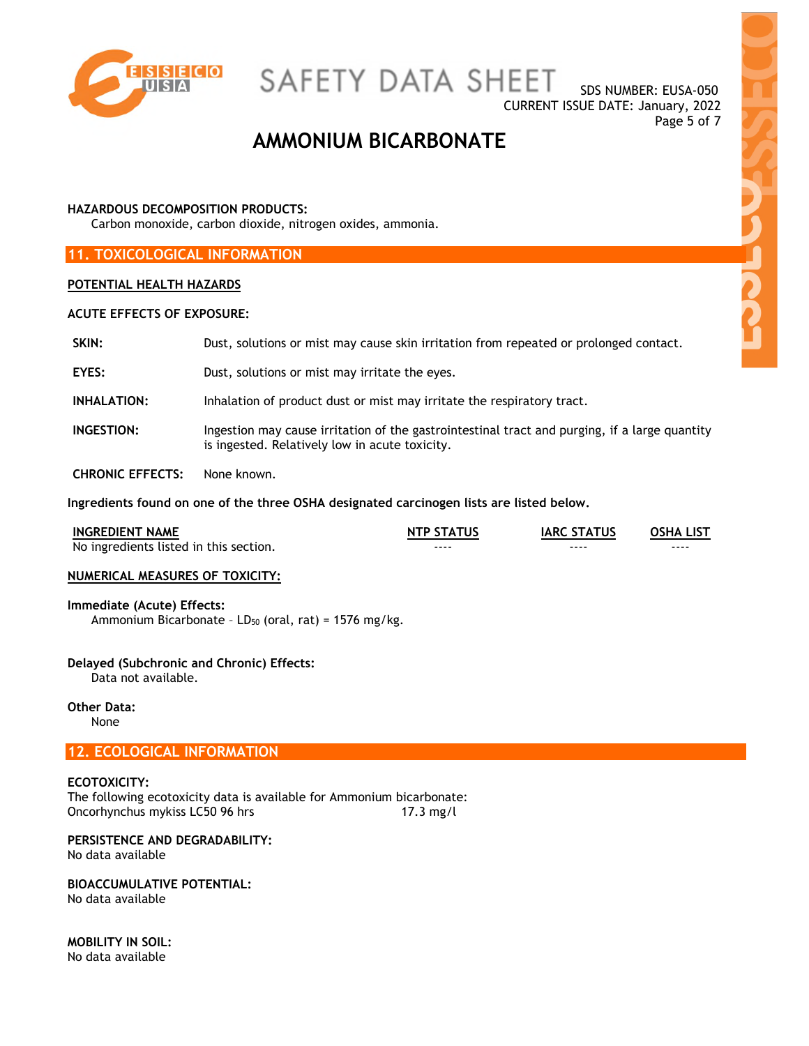**HAZARDOUS DECOMPOSITION PRODUCTS:**
Carbon monoxide, carbon dioxide, nitrogen oxides, ammonia.

## 11. TOXICOLOGICAL INFORMATION

**POTENTIAL HEALTH HAZARDS**

**ACUTE EFFECTS OF EXPOSURE:**

**SKIN:** Dust, solutions or mist may cause skin irritation from repeated or prolonged contact.

**EYES:** Dust, solutions or mist may irritate the eyes.

**INHALATION:** Inhalation of product dust or mist may irritate the respiratory tract.

**INGESTION:** Ingestion may cause irritation of the gastrointestinal tract and purging, if a large quantity is ingested. Relatively low in acute toxicity.

**CHRONIC EFFECTS:** None known.

**Ingredients found on one of the three OSHA designated carcinogen lists are listed below.**

| INGREDIENT NAME | NTP STATUS | IARC STATUS | OSHA LIST |
|---|---|---|---|
| No ingredients listed in this section. | ---- | ---- | ---- |

**NUMERICAL MEASURES OF TOXICITY:**

**Immediate (Acute) Effects:**
Ammonium Bicarbonate – $LD_{50}$ (oral, rat) = 1576 mg/kg.

**Delayed (Subchronic and Chronic) Effects:**
Data not available.

**Other Data:**
None

## 12. ECOLOGICAL INFORMATION

**ECOTOXICITY:**
The following ecotoxicity data is available for Ammonium bicarbonate:

| | |
|---|---|
| Oncorhynchus mykiss LC50 96 hrs | 17.3 mg/l |

**PERSISTENCE AND DEGRADABILITY:**
No data available

**BIOACCUMULATIVE POTENTIAL:**
No data available

**MOBILITY IN SOIL:**
No data available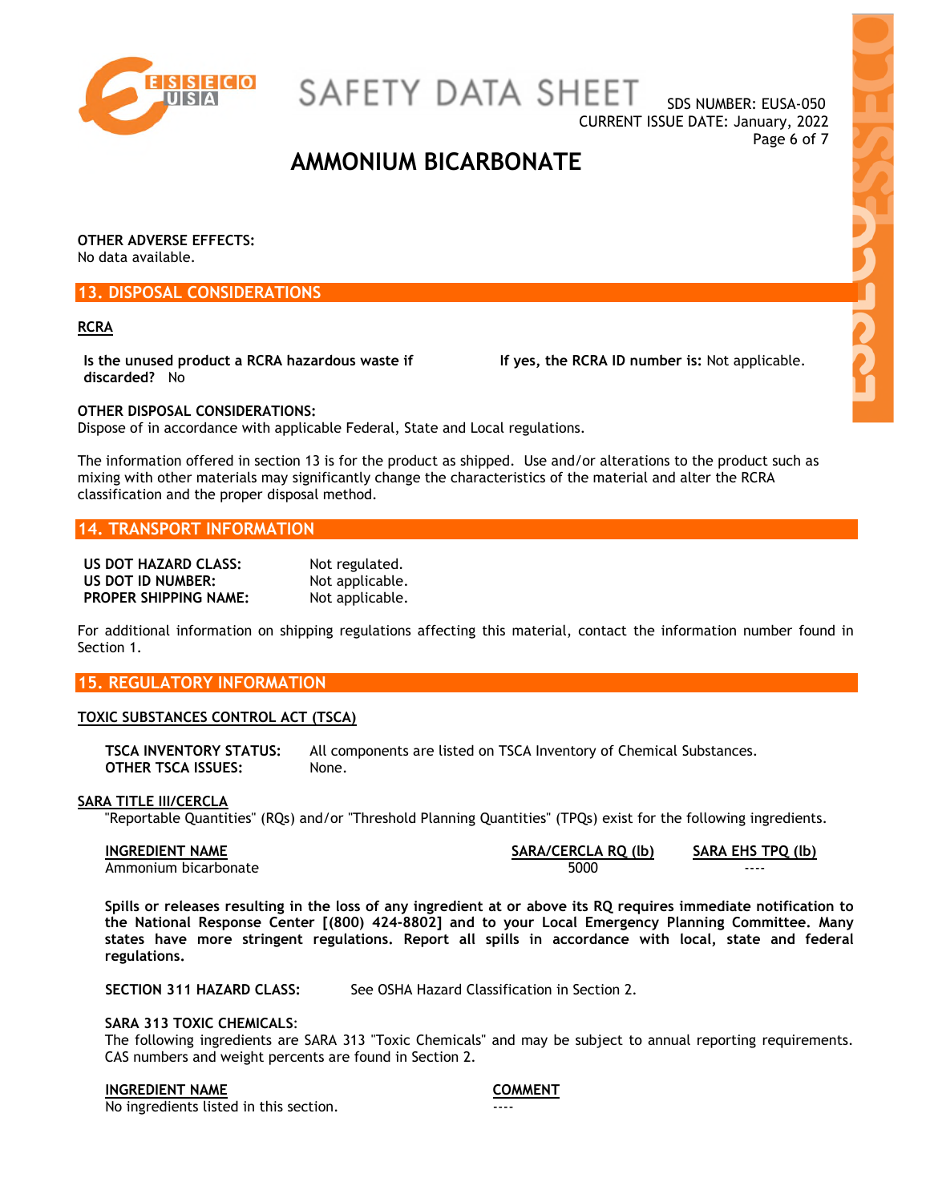**OTHER ADVERSE EFFECTS:**
No data available.

## 13. DISPOSAL CONSIDERATIONS

**RCRA**

**Is the unused product a RCRA hazardous waste if discarded?** No

**If yes, the RCRA ID number is:** Not applicable.

**OTHER DISPOSAL CONSIDERATIONS:**
Dispose of in accordance with applicable Federal, State and Local regulations.

The information offered in section 13 is for the product as shipped. Use and/or alterations to the product such as mixing with other materials may significantly change the characteristics of the material and alter the RCRA classification and the proper disposal method.

## 14. TRANSPORT INFORMATION

**US DOT HAZARD CLASS:** Not regulated.
**US DOT ID NUMBER:** Not applicable.
**PROPER SHIPPING NAME:** Not applicable.

For additional information on shipping regulations affecting this material, contact the information number found in Section 1.

## 15. REGULATORY INFORMATION

**TOXIC SUBSTANCES CONTROL ACT (TSCA)**

**TSCA INVENTORY STATUS:** All components are listed on TSCA Inventory of Chemical Substances.
**OTHER TSCA ISSUES:** None.

**SARA TITLE III/CERCLA**
"Reportable Quantities" (RQs) and/or "Threshold Planning Quantities" (TPQs) exist for the following ingredients.

| INGREDIENT NAME | SARA/CERCLA RQ (lb) | SARA EHS TPQ (lb) |
|---|---|---|
| Ammonium bicarbonate | 5000 | ---- |

**Spills or releases resulting in the loss of any ingredient at or above its RQ requires immediate notification to the National Response Center [(800) 424-8802] and to your Local Emergency Planning Committee. Many states have more stringent regulations. Report all spills in accordance with local, state and federal regulations.**

**SECTION 311 HAZARD CLASS:** See OSHA Hazard Classification in Section 2.

**SARA 313 TOXIC CHEMICALS**:
The following ingredients are SARA 313 "Toxic Chemicals" and may be subject to annual reporting requirements. CAS numbers and weight percents are found in Section 2.

| INGREDIENT NAME | COMMENT |
|---|---|
| No ingredients listed in this section. | ---- |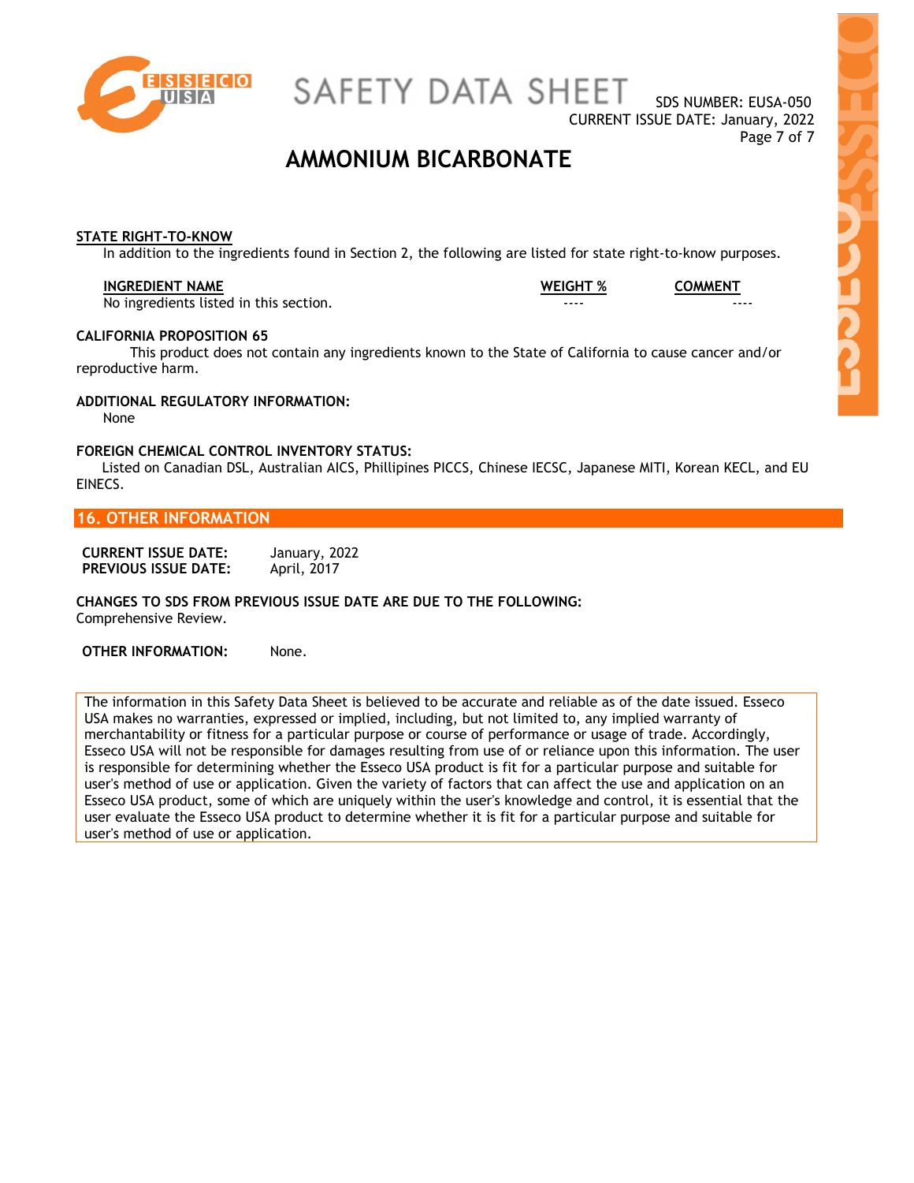**STATE RIGHT-TO-KNOW**

In addition to the ingredients found in Section 2, the following are listed for state right-to-know purposes.

| INGREDIENT NAME | WEIGHT % | COMMENT |
|---|---|---|
| No ingredients listed in this section. | ---- | ---- |

**CALIFORNIA PROPOSITION 65**

This product does not contain any ingredients known to the State of California to cause cancer and/or reproductive harm.

**ADDITIONAL REGULATORY INFORMATION:**

None

**FOREIGN CHEMICAL CONTROL INVENTORY STATUS:**

Listed on Canadian DSL, Australian AICS, Phillipines PICCS, Chinese IECSC, Japanese MITI, Korean KECL, and EU EINECS.

## 16. OTHER INFORMATION

**CURRENT ISSUE DATE:** January, 2022
**PREVIOUS ISSUE DATE:** April, 2017

**CHANGES TO SDS FROM PREVIOUS ISSUE DATE ARE DUE TO THE FOLLOWING:**
Comprehensive Review.

**OTHER INFORMATION:** None.

The information in this Safety Data Sheet is believed to be accurate and reliable as of the date issued. Esseco USA makes no warranties, expressed or implied, including, but not limited to, any implied warranty of merchantability or fitness for a particular purpose or course of performance or usage of trade. Accordingly, Esseco USA will not be responsible for damages resulting from use of or reliance upon this information. The user is responsible for determining whether the Esseco USA product is fit for a particular purpose and suitable for user's method of use or application. Given the variety of factors that can affect the use and application on an Esseco USA product, some of which are uniquely within the user's knowledge and control, it is essential that the user evaluate the Esseco USA product to determine whether it is fit for a particular purpose and suitable for user's method of use or application.